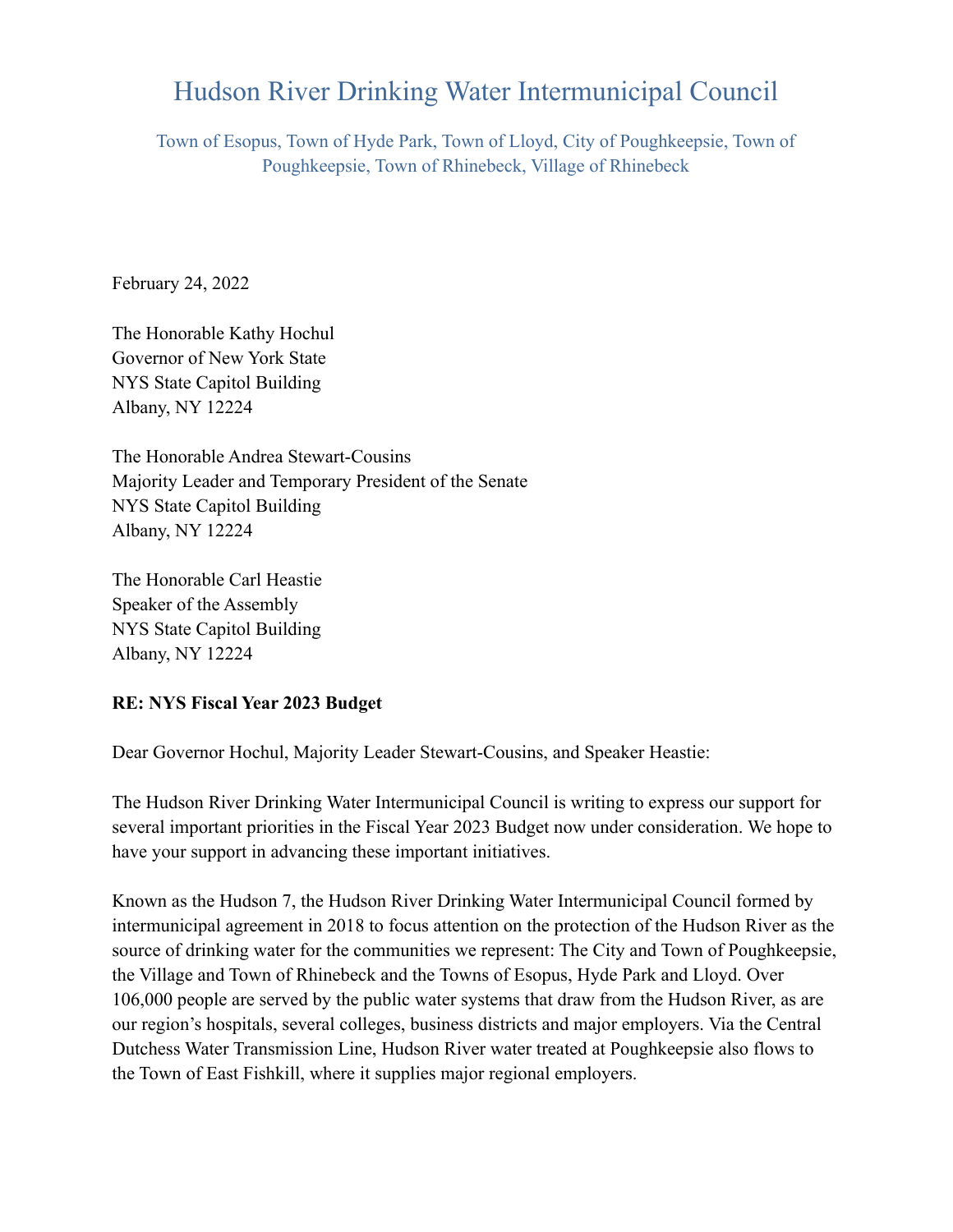# Hudson River Drinking Water Intermunicipal Council

Town of Esopus, Town of Hyde Park, Town of Lloyd, City of Poughkeepsie, Town of Poughkeepsie, Town of Rhinebeck, Village of Rhinebeck

February 24, 2022

The Honorable Kathy Hochul
Governor of New York State
NYS State Capitol Building
Albany, NY 12224

The Honorable Andrea Stewart-Cousins
Majority Leader and Temporary President of the Senate
NYS State Capitol Building
Albany, NY 12224

The Honorable Carl Heastie
Speaker of the Assembly
NYS State Capitol Building
Albany, NY 12224

**RE: NYS Fiscal Year 2023 Budget**

Dear Governor Hochul, Majority Leader Stewart-Cousins, and Speaker Heastie:

The Hudson River Drinking Water Intermunicipal Council is writing to express our support for several important priorities in the Fiscal Year 2023 Budget now under consideration. We hope to have your support in advancing these important initiatives.

Known as the Hudson 7, the Hudson River Drinking Water Intermunicipal Council formed by intermunicipal agreement in 2018 to focus attention on the protection of the Hudson River as the source of drinking water for the communities we represent: The City and Town of Poughkeepsie, the Village and Town of Rhinebeck and the Towns of Esopus, Hyde Park and Lloyd. Over 106,000 people are served by the public water systems that draw from the Hudson River, as are our region's hospitals, several colleges, business districts and major employers. Via the Central Dutchess Water Transmission Line, Hudson River water treated at Poughkeepsie also flows to the Town of East Fishkill, where it supplies major regional employers.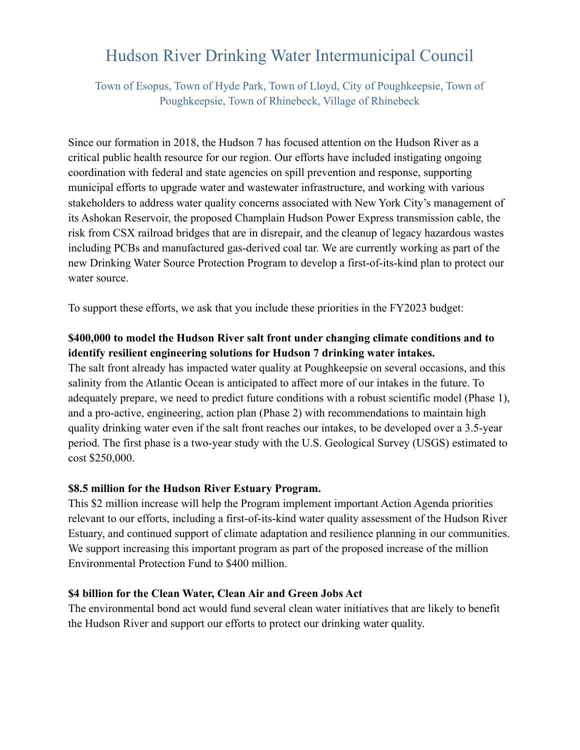# Hudson River Drinking Water Intermunicipal Council

Town of Esopus, Town of Hyde Park, Town of Lloyd, City of Poughkeepsie, Town of Poughkeepsie, Town of Rhinebeck, Village of Rhinebeck

Since our formation in 2018, the Hudson 7 has focused attention on the Hudson River as a critical public health resource for our region. Our efforts have included instigating ongoing coordination with federal and state agencies on spill prevention and response, supporting municipal efforts to upgrade water and wastewater infrastructure, and working with various stakeholders to address water quality concerns associated with New York City's management of its Ashokan Reservoir, the proposed Champlain Hudson Power Express transmission cable, the risk from CSX railroad bridges that are in disrepair, and the cleanup of legacy hazardous wastes including PCBs and manufactured gas-derived coal tar. We are currently working as part of the new Drinking Water Source Protection Program to develop a first-of-its-kind plan to protect our water source.

To support these efforts, we ask that you include these priorities in the FY2023 budget:

**$400,000 to model the Hudson River salt front under changing climate conditions and to identify resilient engineering solutions for Hudson 7 drinking water intakes.**
The salt front already has impacted water quality at Poughkeepsie on several occasions, and this salinity from the Atlantic Ocean is anticipated to affect more of our intakes in the future. To adequately prepare, we need to predict future conditions with a robust scientific model (Phase 1), and a pro-active, engineering, action plan (Phase 2) with recommendations to maintain high quality drinking water even if the salt front reaches our intakes, to be developed over a 3.5-year period. The first phase is a two-year study with the U.S. Geological Survey (USGS) estimated to cost $250,000.

**$8.5 million for the Hudson River Estuary Program.**
This $2 million increase will help the Program implement important Action Agenda priorities relevant to our efforts, including a first-of-its-kind water quality assessment of the Hudson River Estuary, and continued support of climate adaptation and resilience planning in our communities. We support increasing this important program as part of the proposed increase of the million Environmental Protection Fund to $400 million.

**$4 billion for the Clean Water, Clean Air and Green Jobs Act**
The environmental bond act would fund several clean water initiatives that are likely to benefit the Hudson River and support our efforts to protect our drinking water quality.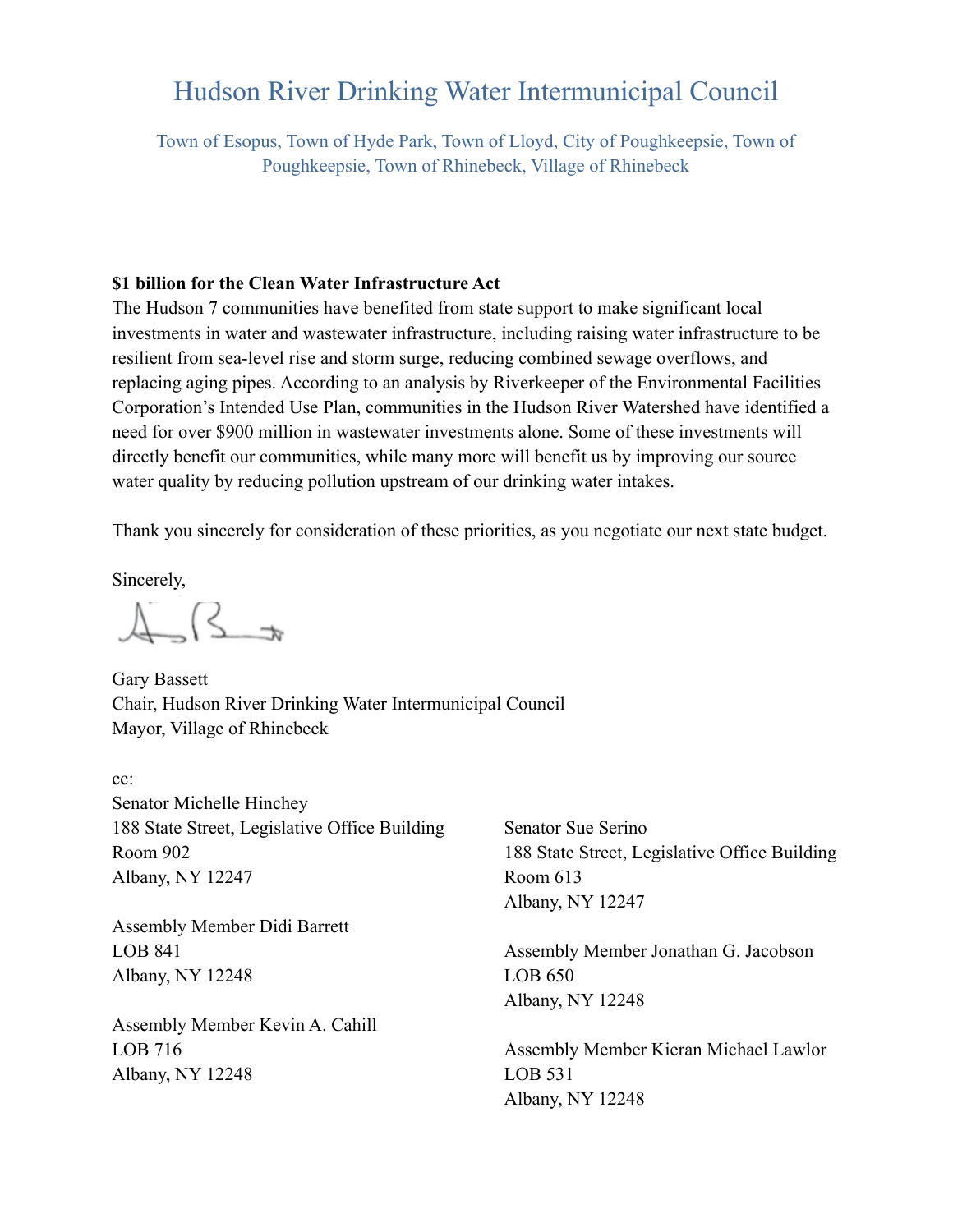# Hudson River Drinking Water Intermunicipal Council

Town of Esopus, Town of Hyde Park, Town of Lloyd, City of Poughkeepsie, Town of Poughkeepsie, Town of Rhinebeck, Village of Rhinebeck

**$1 billion for the Clean Water Infrastructure Act**

The Hudson 7 communities have benefited from state support to make significant local investments in water and wastewater infrastructure, including raising water infrastructure to be resilient from sea-level rise and storm surge, reducing combined sewage overflows, and replacing aging pipes. According to an analysis by Riverkeeper of the Environmental Facilities Corporation's Intended Use Plan, communities in the Hudson River Watershed have identified a need for over $900 million in wastewater investments alone. Some of these investments will directly benefit our communities, while many more will benefit us by improving our source water quality by reducing pollution upstream of our drinking water intakes.

Thank you sincerely for consideration of these priorities, as you negotiate our next state budget.

Sincerely,

Gary Bassett
Chair, Hudson River Drinking Water Intermunicipal Council
Mayor, Village of Rhinebeck

cc:

Senator Michelle Hinchey
188 State Street, Legislative Office Building
Room 902
Albany, NY 12247

Assembly Member Didi Barrett
LOB 841
Albany, NY 12248

Assembly Member Kevin A. Cahill
LOB 716
Albany, NY 12248

Senator Sue Serino
188 State Street, Legislative Office Building
Room 613
Albany, NY 12247

Assembly Member Jonathan G. Jacobson
LOB 650
Albany, NY 12248

Assembly Member Kieran Michael Lawlor
LOB 531
Albany, NY 12248